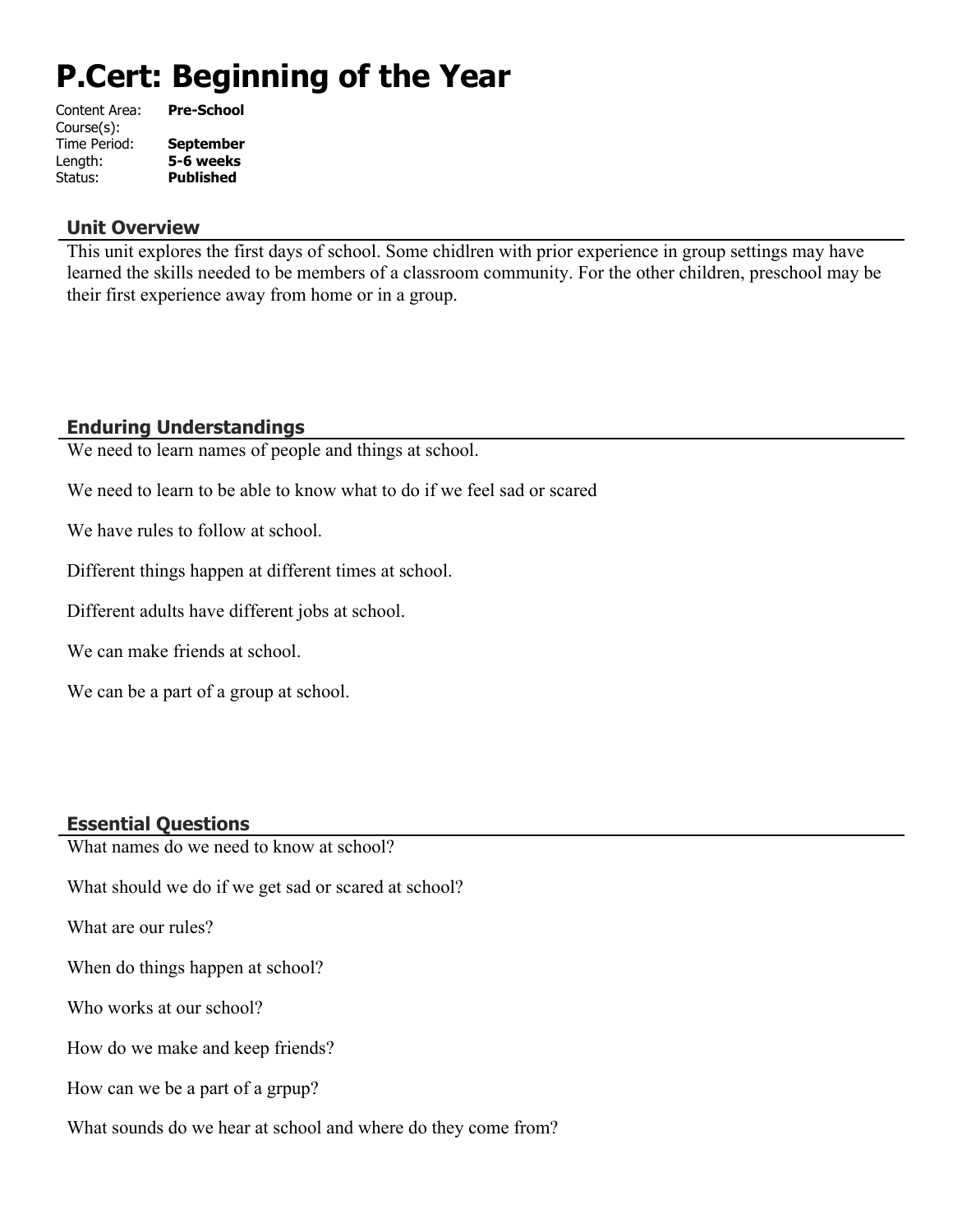# P.Cert: Beginning of the Year

| | |
|---|---|
| Content Area: | **Pre-School** |
| Course(s): | |
| Time Period: | **September** |
| Length: | **5-6 weeks** |
| Status: | **Published** |

## Unit Overview

This unit explores the first days of school. Some chidlren with prior experience in group settings may have learned the skills needed to be members of a classroom community. For the other children, preschool may be their first experience away from home or in a group.

## Enduring Understandings

We need to learn names of people and things at school.

We need to learn to be able to know what to do if we feel sad or scared

We have rules to follow at school.

Different things happen at different times at school.

Different adults have different jobs at school.

We can make friends at school.

We can be a part of a group at school.

## Essential Questions

What names do we need to know at school?

What should we do if we get sad or scared at school?

What are our rules?

When do things happen at school?

Who works at our school?

How do we make and keep friends?

How can we be a part of a grpup?

What sounds do we hear at school and where do they come from?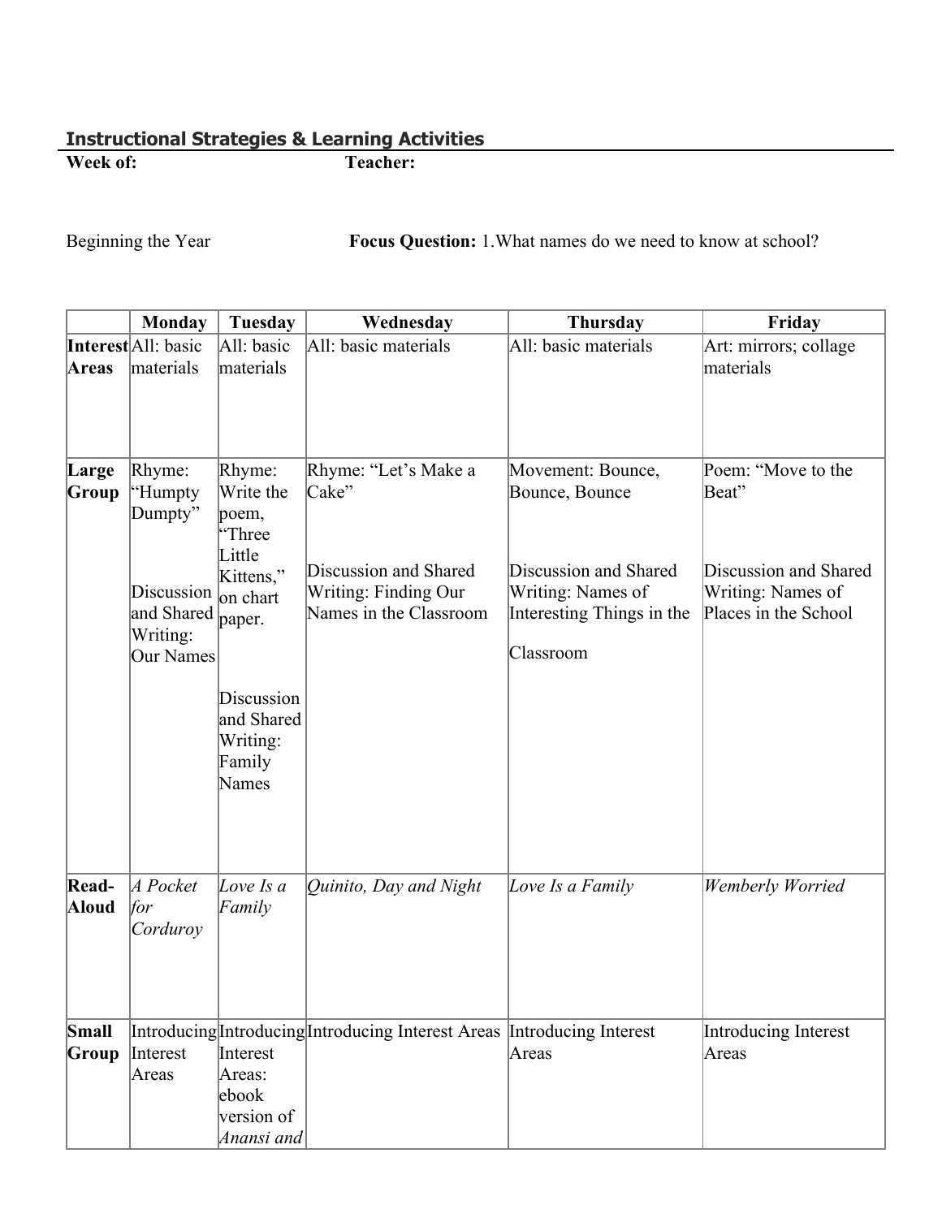## Instructional Strategies & Learning Activities

**Week of:** **Teacher:**

Beginning the Year **Focus Question:** 1.What names do we need to know at school?

| | Monday | Tuesday | Wednesday | Thursday | Friday |
|---|---|---|---|---|---|
| **Interest Areas** | All: basic materials | All: basic materials | All: basic materials | All: basic materials | Art: mirrors; collage materials |
| **Large Group** | Rhyme: "Humpty Dumpty"<br><br>Discussion and Shared Writing: Our Names | Rhyme: Write the poem, "Three Little Kittens," on chart paper.<br><br>Discussion and Shared Writing: Family Names | Rhyme: "Let's Make a Cake"<br><br>Discussion and Shared Writing: Finding Our Names in the Classroom | Movement: Bounce, Bounce, Bounce<br><br>Discussion and Shared Writing: Names of Interesting Things in the Classroom | Poem: "Move to the Beat"<br><br>Discussion and Shared Writing: Names of Places in the School |
| **Read-Aloud** | *A Pocket for Corduroy* | *Love Is a Family* | *Quinito, Day and Night* | *Love Is a Family* | *Wemberly Worried* |
| **Small Group** | Introducing Interest Areas | Introducing Interest Areas: ebook version of *Anansi and* | Introducing Interest Areas | Introducing Interest Areas | Introducing Interest Areas |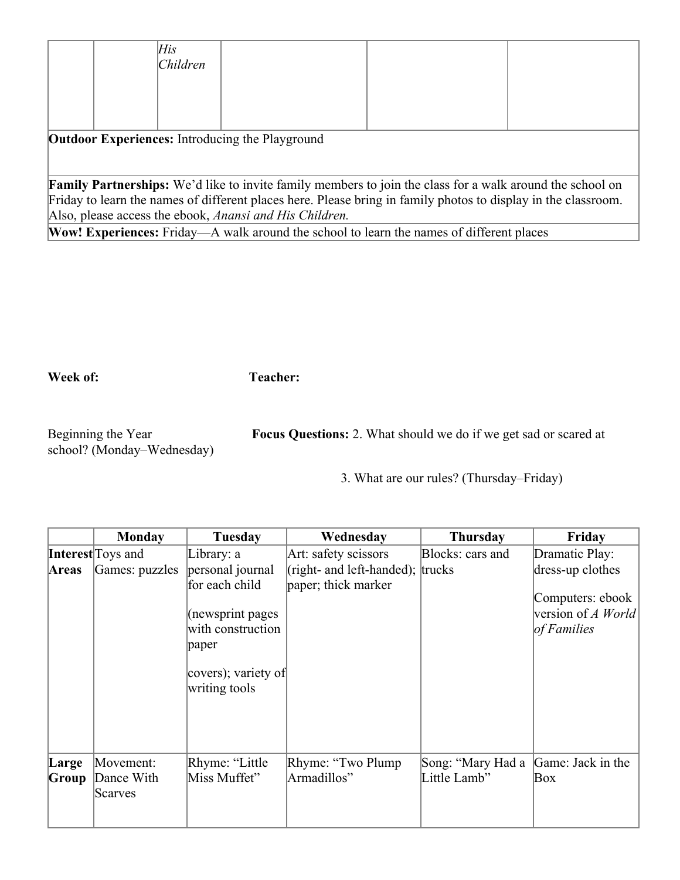| | | *His Children* | | | |
|---|---|---|---|---|---|

**Outdoor Experiences:** Introducing the Playground

**Family Partnerships:** We'd like to invite family members to join the class for a walk around the school on Friday to learn the names of different places here. Please bring in family photos to display in the classroom. Also, please access the ebook, *Anansi and His Children.*

**Wow! Experiences:** Friday—A walk around the school to learn the names of different places

**Week of:** **Teacher:**

Beginning the Year

**Focus Questions:** 2. What should we do if we get sad or scared at school? (Monday–Wednesday)

3. What are our rules? (Thursday–Friday)

| | Monday | Tuesday | Wednesday | Thursday | Friday |
|---|---|---|---|---|---|
| **Interest Areas** | Toys and Games: puzzles | Library: a personal journal for each child (newsprint pages with construction paper covers); variety of writing tools | Art: safety scissors (right- and left-handed); paper; thick marker | Blocks: cars and trucks | Dramatic Play: dress-up clothes<br><br>Computers: ebook version of *A World of Families* |
| **Large Group** | Movement: Dance With Scarves | Rhyme: "Little Miss Muffet" | Rhyme: "Two Plump Armadillos" | Song: "Mary Had a Little Lamb" | Game: Jack in the Box |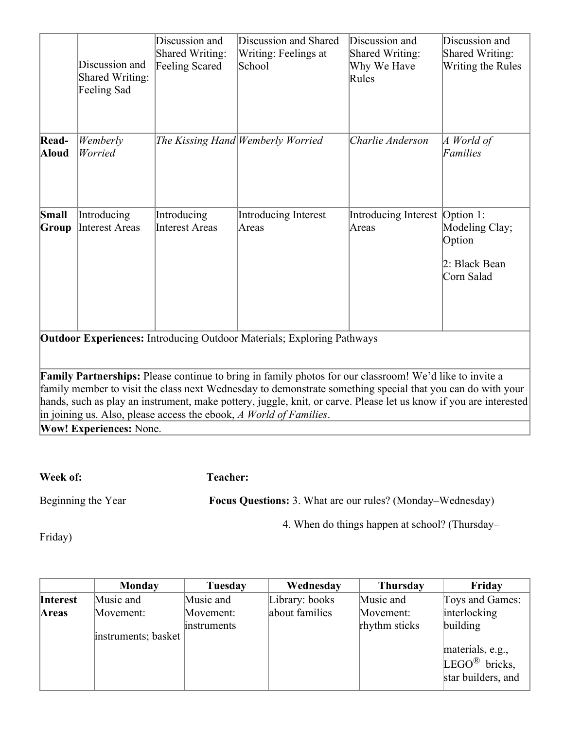|  | Discussion and Shared Writing: Feeling Sad | Discussion and Shared Writing: Feeling Scared | Discussion and Shared Writing: Feelings at School | Discussion and Shared Writing: Why We Have Rules | Discussion and Shared Writing: Writing the Rules |
|---|---|---|---|---|---|
| **Read-Aloud** | *Wemberly Worried* | *The Kissing Hand* | *Wemberly Worried* | *Charlie Anderson* | *A World of Families* |
| **Small Group** | Introducing Interest Areas | Introducing Interest Areas | Introducing Interest Areas | Introducing Interest Areas | Option 1: Modeling Clay; Option 2: Black Bean Corn Salad |
| **Outdoor Experiences:** Introducing Outdoor Materials; Exploring Pathways | | | | | |
| **Family Partnerships:** Please continue to bring in family photos for our classroom! We'd like to invite a family member to visit the class next Wednesday to demonstrate something special that you can do with your hands, such as play an instrument, make pottery, juggle, knit, or carve. Please let us know if you are interested in joining us. Also, please access the ebook, *A World of Families*. | | | | | |
| **Wow! Experiences:** None. | | | | | |

**Week of:** **Teacher:**

Beginning the Year **Focus Questions:** 3. What are our rules? (Monday–Wednesday)

4. When do things happen at school? (Thursday–Friday)

|  | Monday | Tuesday | Wednesday | Thursday | Friday |
|---|---|---|---|---|---|
| **Interest Areas** | Music and Movement: instruments; basket | Music and Movement: instruments | Library: books about families | Music and Movement: rhythm sticks | Toys and Games: interlocking building materials, e.g., LEGO® bricks, star builders, and |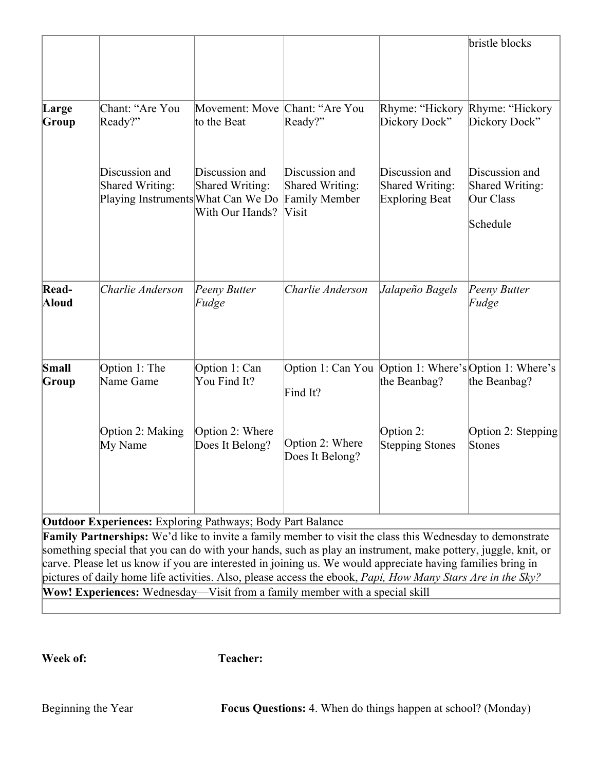| | | | | | |
|---|---|---|---|---|---|
| | | | | | bristle blocks |
| **Large Group** | Chant: "Are You Ready?"<br><br>Discussion and Shared Writing: Playing Instruments | Movement: Move to the Beat<br><br>Discussion and Shared Writing: What Can We Do With Our Hands? | Chant: "Are You Ready?"<br><br>Discussion and Shared Writing: Family Member Visit | Rhyme: "Hickory Dickory Dock"<br><br>Discussion and Shared Writing: Exploring Beat | Rhyme: "Hickory Dickory Dock"<br><br>Discussion and Shared Writing: Our Class<br><br>Schedule |
| **Read-Aloud** | *Charlie Anderson* | *Peeny Butter Fudge* | *Charlie Anderson* | *Jalapeño Bagels* | *Peeny Butter Fudge* |
| **Small Group** | Option 1: The Name Game<br><br>Option 2: Making My Name | Option 1: Can You Find It?<br><br>Option 2: Where Does It Belong? | Option 1: Can You<br><br>Find It?<br><br>Option 2: Where Does It Belong? | Option 1: Where's the Beanbag?<br><br>Option 2: Stepping Stones | Option 1: Where's the Beanbag?<br><br>Option 2: Stepping Stones |
| **Outdoor Experiences:** Exploring Pathways; Body Part Balance | | | | | |
| **Family Partnerships:** We'd like to invite a family member to visit the class this Wednesday to demonstrate something special that you can do with your hands, such as play an instrument, make pottery, juggle, knit, or carve. Please let us know if you are interested in joining us. We would appreciate having families bring in pictures of daily home life activities. Also, please access the ebook, *Papi, How Many Stars Are in the Sky?* | | | | | |
| **Wow! Experiences:** Wednesday—Visit from a family member with a special skill | | | | | |

**Week of:** **Teacher:**

Beginning the Year **Focus Questions:** 4. When do things happen at school? (Monday)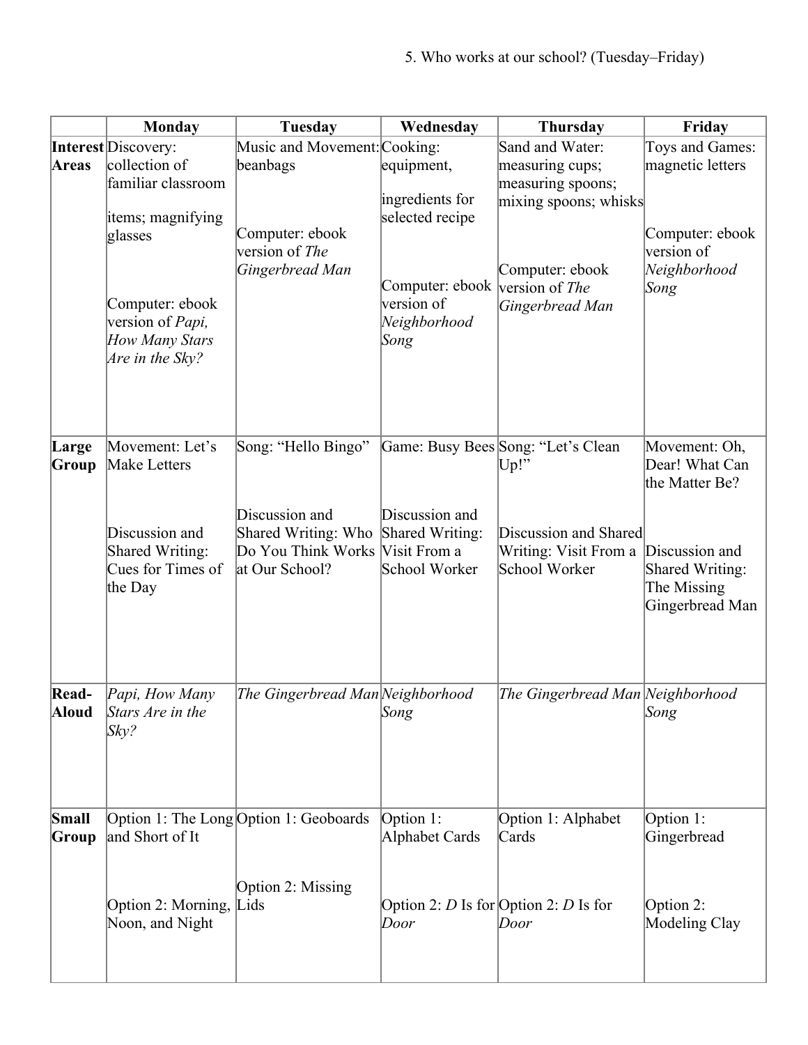5. Who works at our school? (Tuesday–Friday)

| | Monday | Tuesday | Wednesday | Thursday | Friday |
|---|---|---|---|---|---|
| **Interest Areas** | Discovery: collection of familiar classroom items; magnifying glasses<br><br>Computer: ebook version of *Papi, How Many Stars Are in the Sky?* | Music and Movement: beanbags<br><br>Computer: ebook version of *The Gingerbread Man* | Cooking: equipment, ingredients for selected recipe<br><br>Computer: ebook version of *Neighborhood Song* | Sand and Water: measuring cups; measuring spoons; mixing spoons; whisks<br><br>Computer: ebook version of *The Gingerbread Man* | Toys and Games: magnetic letters<br><br>Computer: ebook version of *Neighborhood Song* |
| **Large Group** | Movement: Let's Make Letters<br><br>Discussion and Shared Writing: Cues for Times of the Day | Song: "Hello Bingo"<br><br>Discussion and Shared Writing: Who Do You Think Works at Our School? | Game: Busy Bees<br><br>Discussion and Shared Writing: Visit From a School Worker | Song: "Let's Clean Up!"<br><br>Discussion and Shared Writing: Visit From a School Worker | Movement: Oh, Dear! What Can the Matter Be?<br><br>Discussion and Shared Writing: The Missing Gingerbread Man |
| **Read-Aloud** | *Papi, How Many Stars Are in the Sky?* | *The Gingerbread Man* | *Neighborhood Song* | *The Gingerbread Man* | *Neighborhood Song* |
| **Small Group** | Option 1: The Long and Short of It<br><br>Option 2: Morning, Noon, and Night | Option 1: Geoboards<br><br>Option 2: Missing Lids | Option 1: Alphabet Cards<br><br>Option 2: *D* Is for *Door* | Option 1: Alphabet Cards<br><br>Option 2: *D* Is for *Door* | Option 1: Gingerbread<br><br>Option 2: Modeling Clay |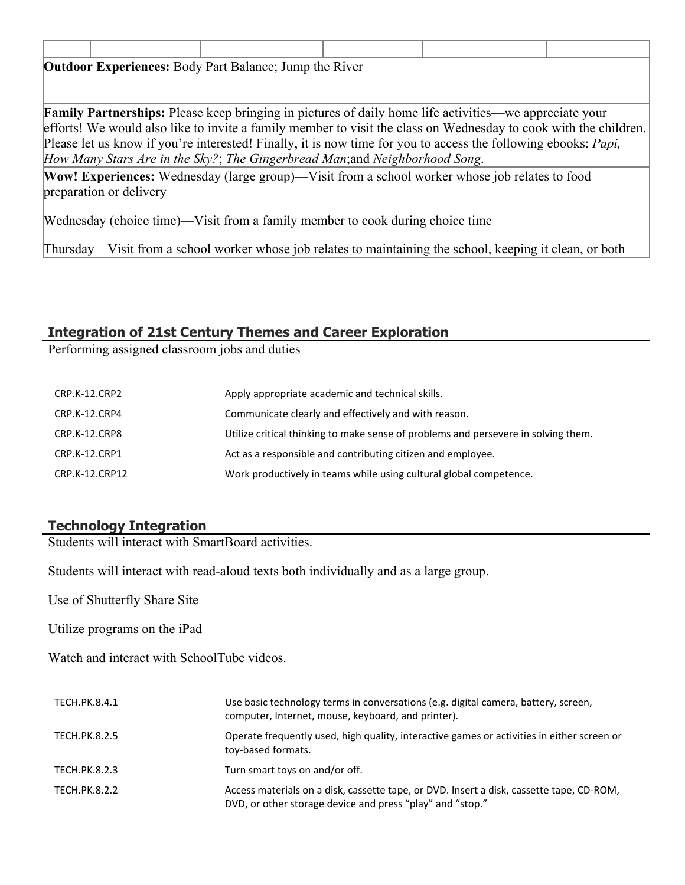|  |  |  |  |  |  |
|---|---|---|---|---|---|

**Outdoor Experiences:** Body Part Balance; Jump the River

**Family Partnerships:** Please keep bringing in pictures of daily home life activities—we appreciate your efforts! We would also like to invite a family member to visit the class on Wednesday to cook with the children. Please let us know if you're interested! Finally, it is now time for you to access the following ebooks: *Papi, How Many Stars Are in the Sky?*; *The Gingerbread Man*;and *Neighborhood Song*.

**Wow! Experiences:** Wednesday (large group)—Visit from a school worker whose job relates to food preparation or delivery

Wednesday (choice time)—Visit from a family member to cook during choice time

Thursday—Visit from a school worker whose job relates to maintaining the school, keeping it clean, or both

## Integration of 21st Century Themes and Career Exploration

Performing assigned classroom jobs and duties

| | |
|---|---|
| CRP.K-12.CRP2 | Apply appropriate academic and technical skills. |
| CRP.K-12.CRP4 | Communicate clearly and effectively and with reason. |
| CRP.K-12.CRP8 | Utilize critical thinking to make sense of problems and persevere in solving them. |
| CRP.K-12.CRP1 | Act as a responsible and contributing citizen and employee. |
| CRP.K-12.CRP12 | Work productively in teams while using cultural global competence. |

## Technology Integration

Students will interact with SmartBoard activities.

Students will interact with read-aloud texts both individually and as a large group.

Use of Shutterfly Share Site

Utilize programs on the iPad

Watch and interact with SchoolTube videos.

| | |
|---|---|
| TECH.PK.8.4.1 | Use basic technology terms in conversations (e.g. digital camera, battery, screen, computer, Internet, mouse, keyboard, and printer). |
| TECH.PK.8.2.5 | Operate frequently used, high quality, interactive games or activities in either screen or toy-based formats. |
| TECH.PK.8.2.3 | Turn smart toys on and/or off. |
| TECH.PK.8.2.2 | Access materials on a disk, cassette tape, or DVD. Insert a disk, cassette tape, CD-ROM, DVD, or other storage device and press "play" and "stop." |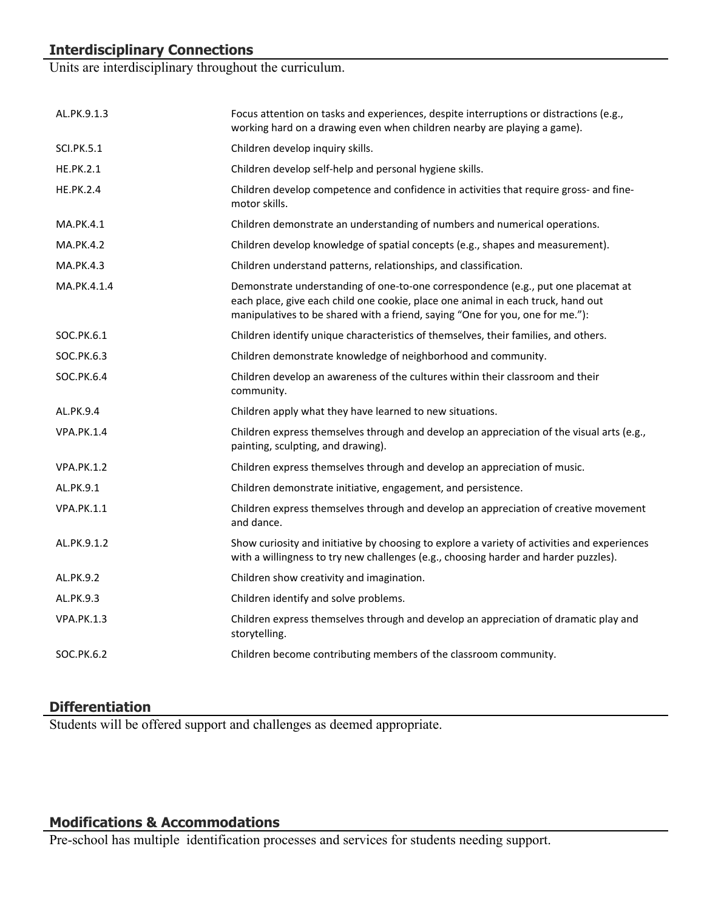## Interdisciplinary Connections

Units are interdisciplinary throughout the curriculum.

| | |
|---|---|
| AL.PK.9.1.3 | Focus attention on tasks and experiences, despite interruptions or distractions (e.g., working hard on a drawing even when children nearby are playing a game). |
| SCI.PK.5.1 | Children develop inquiry skills. |
| HE.PK.2.1 | Children develop self-help and personal hygiene skills. |
| HE.PK.2.4 | Children develop competence and confidence in activities that require gross- and fine-motor skills. |
| MA.PK.4.1 | Children demonstrate an understanding of numbers and numerical operations. |
| MA.PK.4.2 | Children develop knowledge of spatial concepts (e.g., shapes and measurement). |
| MA.PK.4.3 | Children understand patterns, relationships, and classification. |
| MA.PK.4.1.4 | Demonstrate understanding of one-to-one correspondence (e.g., put one placemat at each place, give each child one cookie, place one animal in each truck, hand out manipulatives to be shared with a friend, saying "One for you, one for me."): |
| SOC.PK.6.1 | Children identify unique characteristics of themselves, their families, and others. |
| SOC.PK.6.3 | Children demonstrate knowledge of neighborhood and community. |
| SOC.PK.6.4 | Children develop an awareness of the cultures within their classroom and their community. |
| AL.PK.9.4 | Children apply what they have learned to new situations. |
| VPA.PK.1.4 | Children express themselves through and develop an appreciation of the visual arts (e.g., painting, sculpting, and drawing). |
| VPA.PK.1.2 | Children express themselves through and develop an appreciation of music. |
| AL.PK.9.1 | Children demonstrate initiative, engagement, and persistence. |
| VPA.PK.1.1 | Children express themselves through and develop an appreciation of creative movement and dance. |
| AL.PK.9.1.2 | Show curiosity and initiative by choosing to explore a variety of activities and experiences with a willingness to try new challenges (e.g., choosing harder and harder puzzles). |
| AL.PK.9.2 | Children show creativity and imagination. |
| AL.PK.9.3 | Children identify and solve problems. |
| VPA.PK.1.3 | Children express themselves through and develop an appreciation of dramatic play and storytelling. |
| SOC.PK.6.2 | Children become contributing members of the classroom community. |

## Differentiation

Students will be offered support and challenges as deemed appropriate.

## Modifications & Accommodations

Pre-school has multiple identification processes and services for students needing support.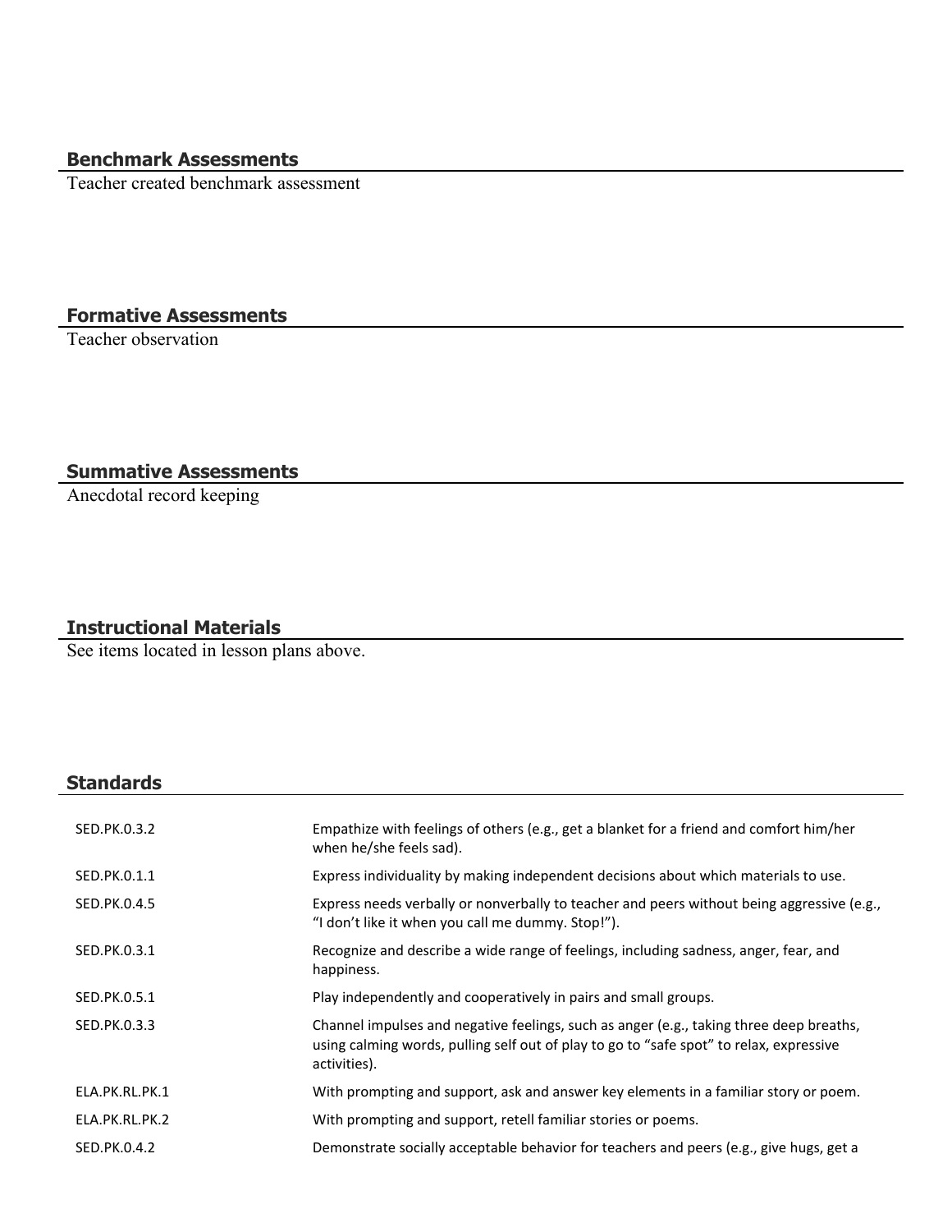## Benchmark Assessments

Teacher created benchmark assessment

## Formative Assessments

Teacher observation

## Summative Assessments

Anecdotal record keeping

## Instructional Materials

See items located in lesson plans above.

## Standards

| | |
|---|---|
| SED.PK.0.3.2 | Empathize with feelings of others (e.g., get a blanket for a friend and comfort him/her when he/she feels sad). |
| SED.PK.0.1.1 | Express individuality by making independent decisions about which materials to use. |
| SED.PK.0.4.5 | Express needs verbally or nonverbally to teacher and peers without being aggressive (e.g., "I don't like it when you call me dummy. Stop!"). |
| SED.PK.0.3.1 | Recognize and describe a wide range of feelings, including sadness, anger, fear, and happiness. |
| SED.PK.0.5.1 | Play independently and cooperatively in pairs and small groups. |
| SED.PK.0.3.3 | Channel impulses and negative feelings, such as anger (e.g., taking three deep breaths, using calming words, pulling self out of play to go to "safe spot" to relax, expressive activities). |
| ELA.PK.RL.PK.1 | With prompting and support, ask and answer key elements in a familiar story or poem. |
| ELA.PK.RL.PK.2 | With prompting and support, retell familiar stories or poems. |
| SED.PK.0.4.2 | Demonstrate socially acceptable behavior for teachers and peers (e.g., give hugs, get a |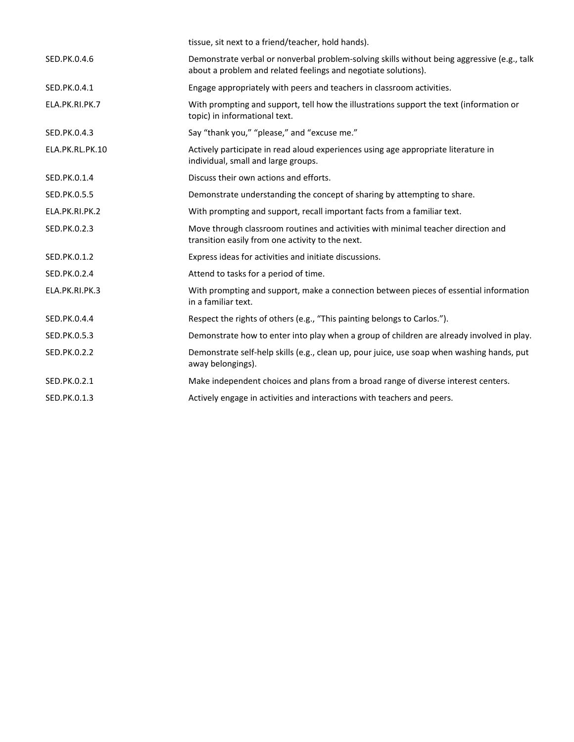| | |
|---|---|
| | tissue, sit next to a friend/teacher, hold hands). |
| SED.PK.0.4.6 | Demonstrate verbal or nonverbal problem-solving skills without being aggressive (e.g., talk about a problem and related feelings and negotiate solutions). |
| SED.PK.0.4.1 | Engage appropriately with peers and teachers in classroom activities. |
| ELA.PK.RI.PK.7 | With prompting and support, tell how the illustrations support the text (information or topic) in informational text. |
| SED.PK.0.4.3 | Say "thank you," "please," and "excuse me." |
| ELA.PK.RL.PK.10 | Actively participate in read aloud experiences using age appropriate literature in individual, small and large groups. |
| SED.PK.0.1.4 | Discuss their own actions and efforts. |
| SED.PK.0.5.5 | Demonstrate understanding the concept of sharing by attempting to share. |
| ELA.PK.RI.PK.2 | With prompting and support, recall important facts from a familiar text. |
| SED.PK.0.2.3 | Move through classroom routines and activities with minimal teacher direction and transition easily from one activity to the next. |
| SED.PK.0.1.2 | Express ideas for activities and initiate discussions. |
| SED.PK.0.2.4 | Attend to tasks for a period of time. |
| ELA.PK.RI.PK.3 | With prompting and support, make a connection between pieces of essential information in a familiar text. |
| SED.PK.0.4.4 | Respect the rights of others (e.g., "This painting belongs to Carlos."). |
| SED.PK.0.5.3 | Demonstrate how to enter into play when a group of children are already involved in play. |
| SED.PK.0.2.2 | Demonstrate self-help skills (e.g., clean up, pour juice, use soap when washing hands, put away belongings). |
| SED.PK.0.2.1 | Make independent choices and plans from a broad range of diverse interest centers. |
| SED.PK.0.1.3 | Actively engage in activities and interactions with teachers and peers. |